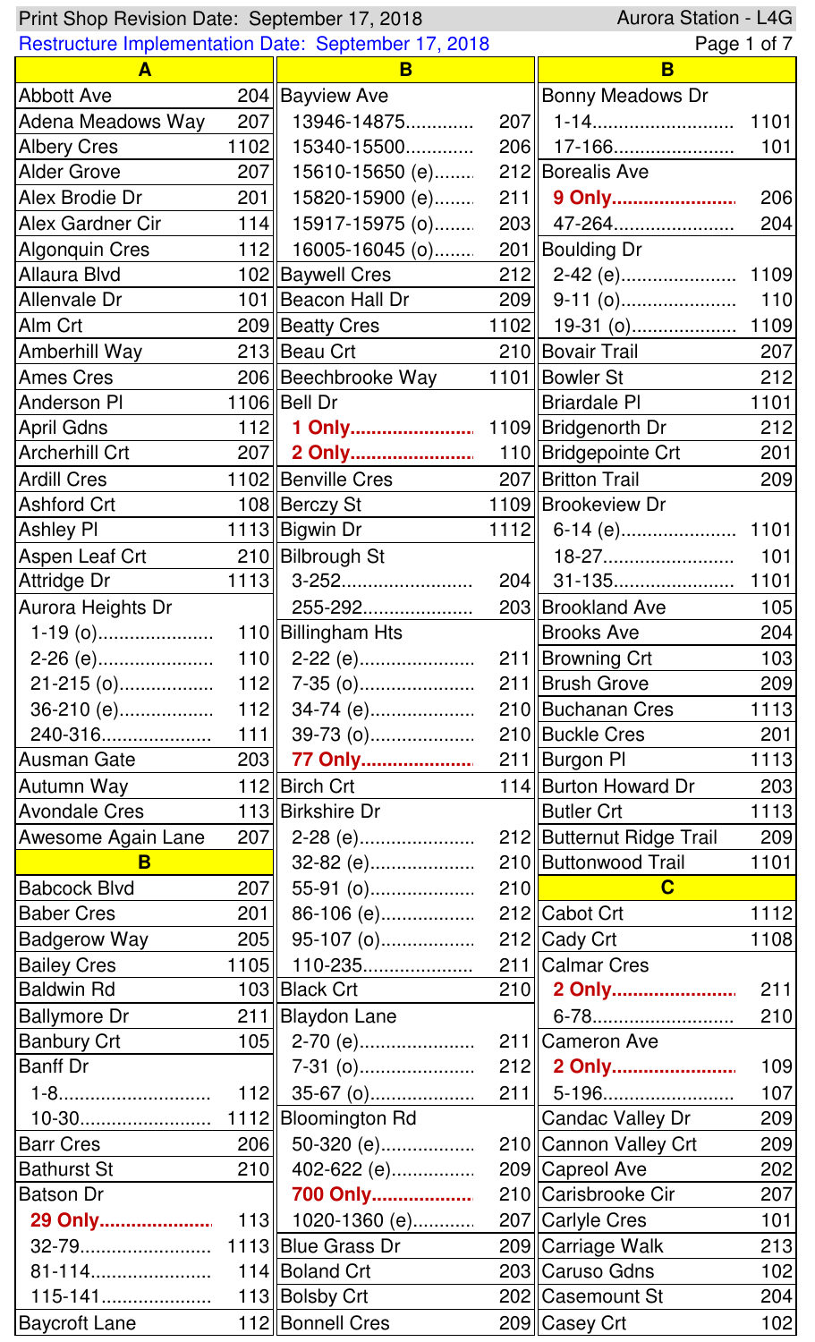Print Shop Revision Date: September 17, 2018 — Aurora Station - L4G

Restructure Implementation Date: September 17, 2018

## A

| Street | Route |
|---|---|
| Abbott Ave | 204 |
| Adena Meadows Way | 207 |
| Albery Cres | 1102 |
| Alder Grove | 207 |
| Alex Brodie Dr | 201 |
| Alex Gardner Cir | 114 |
| Algonquin Cres | 112 |
| Allaura Blvd | 102 |
| Allenvale Dr | 101 |
| Alm Crt | 209 |
| Amberhill Way | 213 |
| Ames Cres | 206 |
| Anderson Pl | 1106 |
| April Gdns | 112 |
| Archerhill Crt | 207 |
| Ardill Cres | 1102 |
| Ashford Crt | 108 |
| Ashley Pl | 1113 |
| Aspen Leaf Crt | 210 |
| Attridge Dr | 1113 |
| Aurora Heights Dr | |
| 1-19 (o) | 110 |
| 2-26 (e) | 110 |
| 21-215 (o) | 112 |
| 36-210 (e) | 112 |
| 240-316 | 111 |
| Ausman Gate | 203 |
| Autumn Way | 112 |
| Avondale Cres | 113 |
| Awesome Again Lane | 207 |

## B

| Street | Route |
|---|---|
| Babcock Blvd | 207 |
| Baber Cres | 201 |
| Badgerow Way | 205 |
| Bailey Cres | 1105 |
| Baldwin Rd | 103 |
| Ballymore Dr | 211 |
| Banbury Crt | 105 |
| Banff Dr | |
| 1-8 | 112 |
| 10-30 | 1112 |
| Barr Cres | 206 |
| Bathurst St | 210 |
| Batson Dr | |
| **29 Only** | 113 |
| 32-79 | 1113 |
| 81-114 | 114 |
| 115-141 | 113 |
| Baycroft Lane | 112 |
| Bayview Ave | |
| 13946-14875 | 207 |
| 15340-15500 | 206 |
| 15610-15650 (e) | 212 |
| 15820-15900 (e) | 211 |
| 15917-15975 (o) | 203 |
| 16005-16045 (o) | 201 |
| Baywell Cres | 212 |
| Beacon Hall Dr | 209 |
| Beatty Cres | 1102 |
| Beau Crt | 210 |
| Beechbrooke Way | 1101 |
| Bell Dr | |
| **1 Only** | 1109 |
| **2 Only** | 110 |
| Benville Cres | 207 |
| Berczy St | 1109 |
| Bigwin Dr | 1112 |
| Bilbrough St | |
| 3-252 | 204 |
| 255-292 | 203 |
| Billingham Hts | |
| 2-22 (e) | 211 |
| 7-35 (o) | 211 |
| 34-74 (e) | 210 |
| 39-73 (o) | 210 |
| **77 Only** | 211 |
| Birch Crt | 114 |
| Birkshire Dr | |
| 2-28 (e) | 212 |
| 32-82 (e) | 210 |
| 55-91 (o) | 210 |
| 86-106 (e) | 212 |
| 95-107 (o) | 212 |
| 110-235 | 211 |
| Black Crt | 210 |
| Blaydon Lane | |
| 2-70 (e) | 211 |
| 7-31 (o) | 212 |
| 35-67 (o) | 211 |
| Bloomington Rd | |
| 50-320 (e) | 210 |
| 402-622 (e) | 209 |
| **700 Only** | 210 |
| 1020-1360 (e) | 207 |
| Blue Grass Dr | 209 |
| Boland Crt | 203 |
| Bolsby Crt | 202 |
| Bonnell Cres | 209 |
| Bonny Meadows Dr | |
| 1-14 | 1101 |
| 17-166 | 101 |
| Borealis Ave | |
| **9 Only** | 206 |
| 47-264 | 204 |
| Boulding Dr | |
| 2-42 (e) | 1109 |
| 9-11 (o) | 110 |
| 19-31 (o) | 1109 |
| Bovair Trail | 207 |
| Bowler St | 212 |
| Briardale Pl | 1101 |
| Bridgenorth Dr | 212 |
| Bridgepointe Crt | 201 |
| Britton Trail | 209 |
| Brookeview Dr | |
| 6-14 (e) | 1101 |
| 18-27 | 101 |
| 31-135 | 1101 |
| Brookland Ave | 105 |
| Brooks Ave | 204 |
| Browning Crt | 103 |
| Brush Grove | 209 |
| Buchanan Cres | 1113 |
| Buckle Cres | 201 |
| Burgon Pl | 1113 |
| Burton Howard Dr | 203 |
| Butler Crt | 1113 |
| Butternut Ridge Trail | 209 |
| Buttonwood Trail | 1101 |

## C

| Street | Route |
|---|---|
| Cabot Crt | 1112 |
| Cady Crt | 1108 |
| Calmar Cres | |
| **2 Only** | 211 |
| 6-78 | 210 |
| Cameron Ave | |
| **2 Only** | 109 |
| 5-196 | 107 |
| Candac Valley Dr | 209 |
| Cannon Valley Crt | 209 |
| Capreol Ave | 202 |
| Carisbrooke Cir | 207 |
| Carlyle Cres | 101 |
| Carriage Walk | 213 |
| Caruso Gdns | 102 |
| Casemount St | 204 |
| Casey Crt | 102 |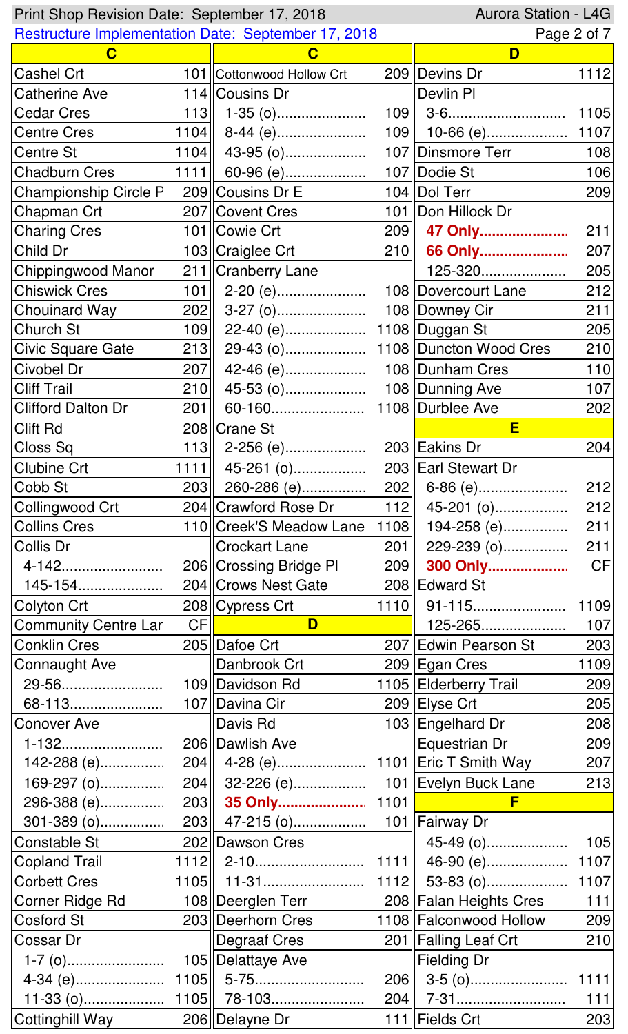Print Shop Revision Date: September 17, 2018 — Aurora Station - L4G

Restructure Implementation Date: September 17, 2018

## C

| Street | Route |
|---|---|
| Cashel Crt | 101 |
| Catherine Ave | 114 |
| Cedar Cres | 113 |
| Centre Cres | 1104 |
| Centre St | 1104 |
| Chadburn Cres | 1111 |
| Championship Circle P | 209 |
| Chapman Crt | 207 |
| Charing Cres | 101 |
| Child Dr | 103 |
| Chippingwood Manor | 211 |
| Chiswick Cres | 101 |
| Chouinard Way | 202 |
| Church St | 109 |
| Civic Square Gate | 213 |
| Civobel Dr | 207 |
| Cliff Trail | 210 |
| Clifford Dalton Dr | 201 |
| Clift Rd | 208 |
| Closs Sq | 113 |
| Clubine Crt | 1111 |
| Cobb St | 203 |
| Collingwood Crt | 204 |
| Collins Cres | 110 |
| Collis Dr | |
| 4-142 | 206 |
| 145-154 | 204 |
| Colyton Crt | 208 |
| Community Centre Lar | CF |
| Conklin Cres | 205 |
| Connaught Ave | |
| 29-56 | 109 |
| 68-113 | 107 |
| Conover Ave | |
| 1-132 | 206 |
| 142-288 (e) | 204 |
| 169-297 (o) | 204 |
| 296-388 (e) | 203 |
| 301-389 (o) | 203 |
| Constable St | 202 |
| Copland Trail | 1112 |
| Corbett Cres | 1105 |
| Corner Ridge Rd | 108 |
| Cosford St | 203 |
| Cossar Dr | |
| 1-7 (o) | 105 |
| 4-34 (e) | 1105 |
| 11-33 (o) | 1105 |
| Cottinghill Way | 206 |
| Cottonwood Hollow Crt | 209 |
| Cousins Dr | |
| 1-35 (o) | 109 |
| 8-44 (e) | 109 |
| 43-95 (o) | 107 |
| 60-96 (e) | 107 |
| Cousins Dr E | 104 |
| Covent Cres | 101 |
| Cowie Crt | 209 |
| Craiglee Crt | 210 |
| Cranberry Lane | |
| 2-20 (e) | 108 |
| 3-27 (o) | 108 |
| 22-40 (e) | 1108 |
| 29-43 (o) | 1108 |
| 42-46 (e) | 108 |
| 45-53 (o) | 108 |
| 60-160 | 1108 |
| Crane St | |
| 2-256 (e) | 203 |
| 45-261 (o) | 203 |
| 260-286 (e) | 202 |
| Crawford Rose Dr | 112 |
| Creek'S Meadow Lane | 1108 |
| Crockart Lane | 201 |
| Crossing Bridge Pl | 209 |
| Crows Nest Gate | 208 |
| Cypress Crt | 1110 |

## D

| Street | Route |
|---|---|
| Dafoe Crt | 207 |
| Danbrook Crt | 209 |
| Davidson Rd | 1105 |
| Davina Cir | 209 |
| Davis Rd | 103 |
| Dawlish Ave | |
| 4-28 (e) | 1101 |
| 32-226 (e) | 101 |
| **35 Only** | 1101 |
| 47-215 (o) | 101 |
| Dawson Cres | |
| 2-10 | 1111 |
| 11-31 | 1112 |
| Deerglen Terr | 208 |
| Deerhorn Cres | 1108 |
| Degraaf Cres | 201 |
| Delattaye Ave | |
| 5-75 | 206 |
| 78-103 | 204 |
| Delayne Dr | 111 |
| Devins Dr | 1112 |
| Devlin Pl | |
| 3-6 | 1105 |
| 10-66 (e) | 1107 |
| Dinsmore Terr | 108 |
| Dodie St | 106 |
| Dol Terr | 209 |
| Don Hillock Dr | |
| **47 Only** | 211 |
| **66 Only** | 207 |
| 125-320 | 205 |
| Dovercourt Lane | 212 |
| Downey Cir | 211 |
| Duggan St | 205 |
| Duncton Wood Cres | 210 |
| Dunham Cres | 110 |
| Dunning Ave | 107 |
| Durblee Ave | 202 |

## E

| Street | Route |
|---|---|
| Eakins Dr | 204 |
| Earl Stewart Dr | |
| 6-86 (e) | 212 |
| 45-201 (o) | 212 |
| 194-258 (e) | 211 |
| 229-239 (o) | 211 |
| **300 Only** | CF |
| Edward St | |
| 91-115 | 1109 |
| 125-265 | 107 |
| Edwin Pearson St | 203 |
| Egan Cres | 1109 |
| Elderberry Trail | 209 |
| Elyse Crt | 205 |
| Engelhard Dr | 208 |
| Equestrian Dr | 209 |
| Eric T Smith Way | 207 |
| Evelyn Buck Lane | 213 |

## F

| Street | Route |
|---|---|
| Fairway Dr | |
| 45-49 (o) | 105 |
| 46-90 (e) | 1107 |
| 53-83 (o) | 1107 |
| Falan Heights Cres | 111 |
| Falconwood Hollow | 209 |
| Falling Leaf Crt | 210 |
| Fielding Dr | |
| 3-5 (o) | 1111 |
| 7-31 | 111 |
| Fields Crt | 203 |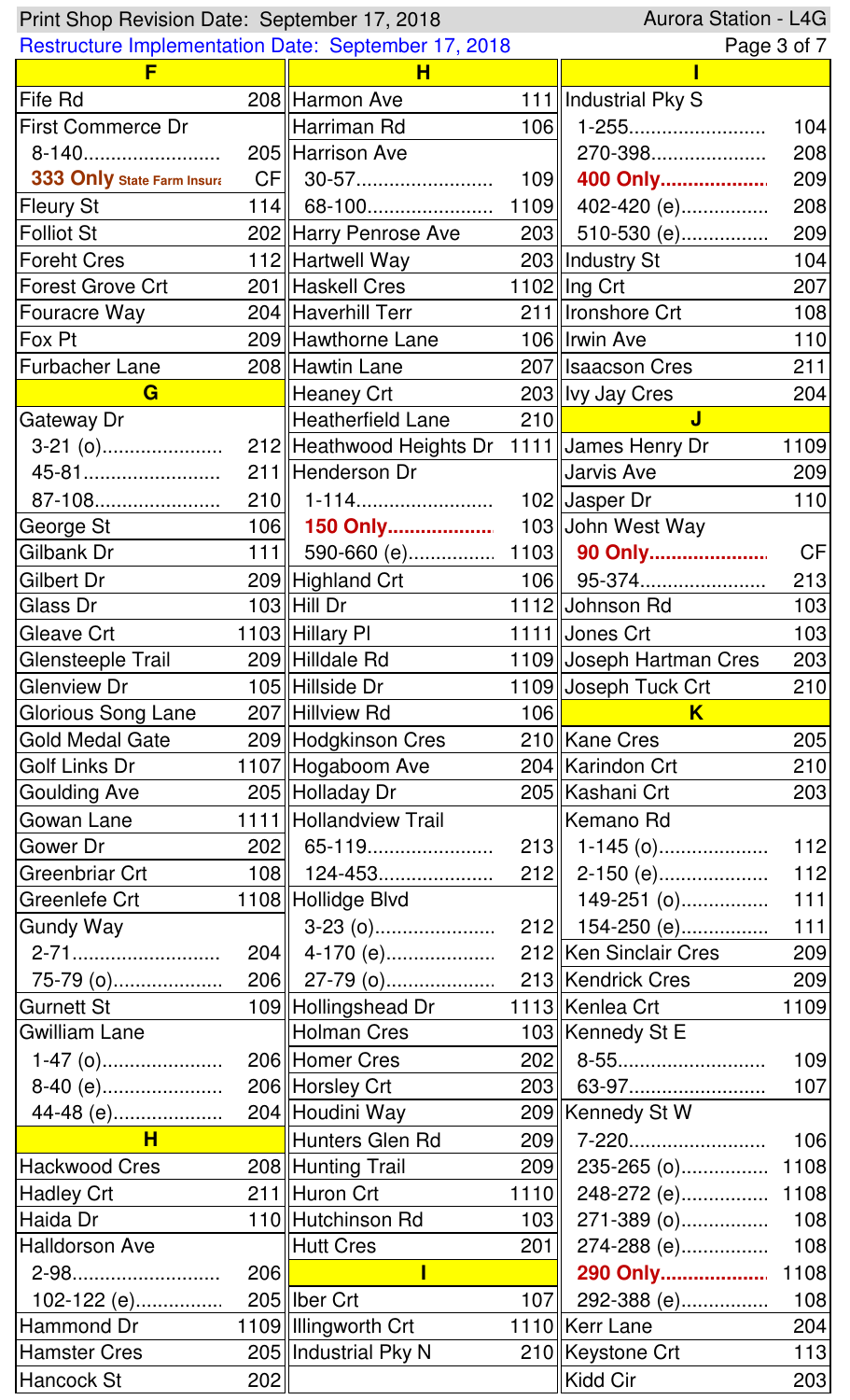Print Shop Revision Date: September 17, 2018 — Aurora Station - L4G

Restructure Implementation Date: September 17, 2018

## F

| Street | Route |
|---|---|
| Fife Rd | 208 |
| First Commerce Dr | |
| 8-140 | 205 |
| **333 Only** State Farm Insura | CF |
| Fleury St | 114 |
| Folliot St | 202 |
| Foreht Cres | 112 |
| Forest Grove Crt | 201 |
| Fouracre Way | 204 |
| Fox Pt | 209 |
| Furbacher Lane | 208 |

## G

| Street | Route |
|---|---|
| Gateway Dr | |
| 3-21 (o) | 212 |
| 45-81 | 211 |
| 87-108 | 210 |
| George St | 106 |
| Gilbank Dr | 111 |
| Gilbert Dr | 209 |
| Glass Dr | 103 |
| Gleave Crt | 1103 |
| Glensteeple Trail | 209 |
| Glenview Dr | 105 |
| Glorious Song Lane | 207 |
| Gold Medal Gate | 209 |
| Golf Links Dr | 1107 |
| Goulding Ave | 205 |
| Gowan Lane | 1111 |
| Gower Dr | 202 |
| Greenbriar Crt | 108 |
| Greenlefe Crt | 1108 |
| Gundy Way | |
| 2-71 | 204 |
| 75-79 (o) | 206 |
| Gurnett St | 109 |
| Gwilliam Lane | |
| 1-47 (o) | 206 |
| 8-40 (e) | 206 |
| 44-48 (e) | 204 |

## H

| Street | Route |
|---|---|
| Hackwood Cres | 208 |
| Hadley Crt | 211 |
| Haida Dr | 110 |
| Halldorson Ave | |
| 2-98 | 206 |
| 102-122 (e) | 205 |
| Hammond Dr | 1109 |
| Hamster Cres | 205 |
| Hancock St | 202 |
| Harmon Ave | 111 |
| Harriman Rd | 106 |
| Harrison Ave | |
| 30-57 | 109 |
| 68-100 | 1109 |
| Harry Penrose Ave | 203 |
| Hartwell Way | 203 |
| Haskell Cres | 1102 |
| Haverhill Terr | 211 |
| Hawthorne Lane | 106 |
| Hawtin Lane | 207 |
| Heaney Crt | 203 |
| Heatherfield Lane | 210 |
| Heathwood Heights Dr | 1111 |
| Henderson Dr | |
| 1-114 | 102 |
| **150 Only** | 103 |
| 590-660 (e) | 1103 |
| Highland Crt | 106 |
| Hill Dr | 1112 |
| Hillary Pl | 1111 |
| Hilldale Rd | 1109 |
| Hillside Dr | 1109 |
| Hillview Rd | 106 |
| Hodgkinson Cres | 210 |
| Hogaboom Ave | 204 |
| Holladay Dr | 205 |
| Hollandview Trail | |
| 65-119 | 213 |
| 124-453 | 212 |
| Hollidge Blvd | |
| 3-23 (o) | 212 |
| 4-170 (e) | 212 |
| 27-79 (o) | 213 |
| Hollingshead Dr | 1113 |
| Holman Cres | 103 |
| Homer Cres | 202 |
| Horsley Crt | 203 |
| Houdini Way | 209 |
| Hunters Glen Rd | 209 |
| Hunting Trail | 209 |
| Huron Crt | 1110 |
| Hutchinson Rd | 103 |
| Hutt Cres | 201 |

## I

| Street | Route |
|---|---|
| Iber Crt | 107 |
| Illingworth Crt | 1110 |
| Industrial Pky N | 210 |
| Industrial Pky S | |
| 1-255 | 104 |
| 270-398 | 208 |
| **400 Only** | 209 |
| 402-420 (e) | 208 |
| 510-530 (e) | 209 |
| Industry St | 104 |
| Ing Crt | 207 |
| Ironshore Crt | 108 |
| Irwin Ave | 110 |
| Isaacson Cres | 211 |
| Ivy Jay Cres | 204 |

## J

| Street | Route |
|---|---|
| James Henry Dr | 1109 |
| Jarvis Ave | 209 |
| Jasper Dr | 110 |
| John West Way | |
| **90 Only** | CF |
| 95-374 | 213 |
| Johnson Rd | 103 |
| Jones Crt | 103 |
| Joseph Hartman Cres | 203 |
| Joseph Tuck Crt | 210 |

## K

| Street | Route |
|---|---|
| Kane Cres | 205 |
| Karindon Crt | 210 |
| Kashani Crt | 203 |
| Kemano Rd | |
| 1-145 (o) | 112 |
| 2-150 (e) | 112 |
| 149-251 (o) | 111 |
| 154-250 (e) | 111 |
| Ken Sinclair Cres | 209 |
| Kendrick Cres | 209 |
| Kenlea Crt | 1109 |
| Kennedy St E | |
| 8-55 | 109 |
| 63-97 | 107 |
| Kennedy St W | |
| 7-220 | 106 |
| 235-265 (o) | 1108 |
| 248-272 (e) | 1108 |
| 271-389 (o) | 108 |
| 274-288 (e) | 108 |
| **290 Only** | 1108 |
| 292-388 (e) | 108 |
| Kerr Lane | 204 |
| Keystone Crt | 113 |
| Kidd Cir | 203 |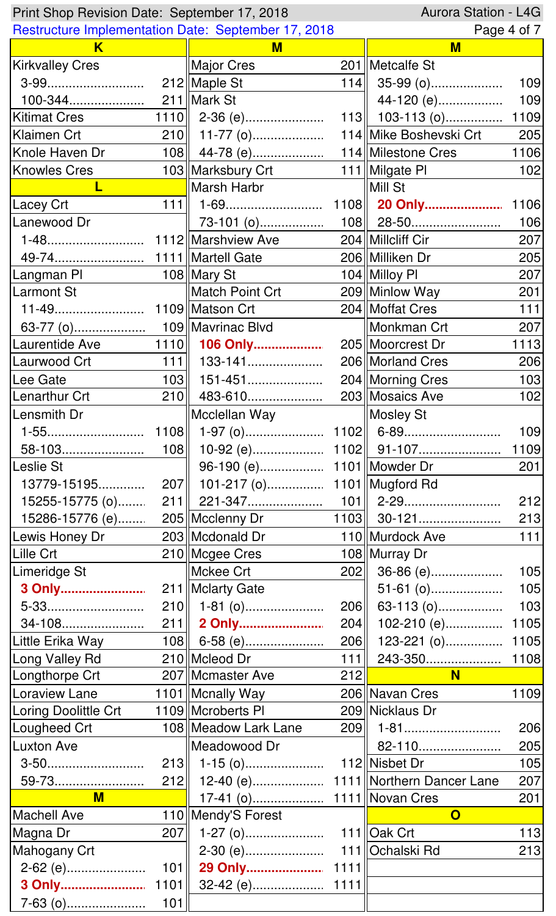Print Shop Revision Date: September 17, 2018 | Aurora Station - L4G

Restructure Implementation Date: September 17, 2018

## K

| Street | Route |
|---|---|
| Kirkvalley Cres | |
| 3-99 | 212 |
| 100-344 | 211 |
| Kitimat Cres | 1110 |
| Klaimen Crt | 210 |
| Knole Haven Dr | 108 |
| Knowles Cres | 103 |

## L

| Street | Route |
|---|---|
| Lacey Crt | 111 |
| Lanewood Dr | |
| 1-48 | 1112 |
| 49-74 | 1111 |
| Langman Pl | 108 |
| Larmont St | |
| 11-49 | 1109 |
| 63-77 (o) | 109 |
| Laurentide Ave | 1110 |
| Laurwood Crt | 111 |
| Lee Gate | 103 |
| Lenarthur Crt | 210 |
| Lensmith Dr | |
| 1-55 | 1108 |
| 58-103 | 108 |
| Leslie St | |
| 13779-15195 | 207 |
| 15255-15775 (o) | 211 |
| 15286-15776 (e) | 205 |
| Lewis Honey Dr | 203 |
| Lille Crt | 210 |
| Limeridge St | |
| **3 Only** | 211 |
| 5-33 | 210 |
| 34-108 | 211 |
| Little Erika Way | 108 |
| Long Valley Rd | 210 |
| Longthorpe Crt | 207 |
| Loraview Lane | 1101 |
| Loring Doolittle Crt | 1109 |
| Lougheed Crt | 108 |
| Luxton Ave | |
| 3-50 | 213 |
| 59-73 | 212 |

## M

| Street | Route |
|---|---|
| Machell Ave | 110 |
| Magna Dr | 207 |
| Mahogany Crt | |
| 2-62 (e) | 101 |
| **3 Only** | 1101 |
| 7-63 (o) | 101 |
| Major Cres | 201 |
| Maple St | 114 |
| Mark St | |
| 2-36 (e) | 113 |
| 11-77 (o) | 114 |
| 44-78 (e) | 114 |
| Marksbury Crt | 111 |
| Marsh Harbr | |
| 1-69 | 1108 |
| 73-101 (o) | 108 |
| Marshview Ave | 204 |
| Martell Gate | 206 |
| Mary St | 104 |
| Match Point Crt | 209 |
| Matson Crt | 204 |
| Mavrinac Blvd | |
| **106 Only** | 205 |
| 133-141 | 206 |
| 151-451 | 204 |
| 483-610 | 203 |
| Mcclellan Way | |
| 1-97 (o) | 1102 |
| 10-92 (e) | 1102 |
| 96-190 (e) | 1101 |
| 101-217 (o) | 1101 |
| 221-347 | 101 |
| Mcclenny Dr | 1103 |
| Mcdonald Dr | 110 |
| Mcgee Cres | 108 |
| Mckee Crt | 202 |
| Mclarty Gate | |
| 1-81 (o) | 206 |
| **2 Only** | 204 |
| 6-58 (e) | 206 |
| Mcleod Dr | 111 |
| Mcmaster Ave | 212 |
| Mcnally Way | 206 |
| Mcroberts Pl | 209 |
| Meadow Lark Lane | 209 |
| Meadowood Dr | |
| 1-15 (o) | 112 |
| 12-40 (e) | 1111 |
| 17-41 (o) | 1111 |
| Mendy'S Forest | |
| 1-27 (o) | 111 |
| 2-30 (e) | 111 |
| **29 Only** | 1111 |
| 32-42 (e) | 1111 |
| Metcalfe St | |
| 35-99 (o) | 109 |
| 44-120 (e) | 109 |
| 103-113 (o) | 1109 |
| Mike Boshevski Crt | 205 |
| Milestone Cres | 1106 |
| Milgate Pl | 102 |
| Mill St | |
| **20 Only** | 1106 |
| 28-50 | 106 |
| Millcliff Cir | 207 |
| Milliken Dr | 205 |
| Milloy Pl | 207 |
| Minlow Way | 201 |
| Moffat Cres | 111 |
| Monkman Crt | 207 |
| Moorcrest Dr | 1113 |
| Morland Cres | 206 |
| Morning Cres | 103 |
| Mosaics Ave | 102 |
| Mosley St | |
| 6-89 | 109 |
| 91-107 | 1109 |
| Mowder Dr | 201 |
| Mugford Rd | |
| 2-29 | 212 |
| 30-121 | 213 |
| Murdock Ave | 111 |
| Murray Dr | |
| 36-86 (e) | 105 |
| 51-61 (o) | 105 |
| 63-113 (o) | 103 |
| 102-210 (e) | 1105 |
| 123-221 (o) | 1105 |
| 243-350 | 1108 |

## N

| Street | Route |
|---|---|
| Navan Cres | 1109 |
| Nicklaus Dr | |
| 1-81 | 206 |
| 82-110 | 205 |
| Nisbet Dr | 105 |
| Northern Dancer Lane | 207 |
| Novan Cres | 201 |

## O

| Street | Route |
|---|---|
| Oak Crt | 113 |
| Ochalski Rd | 213 |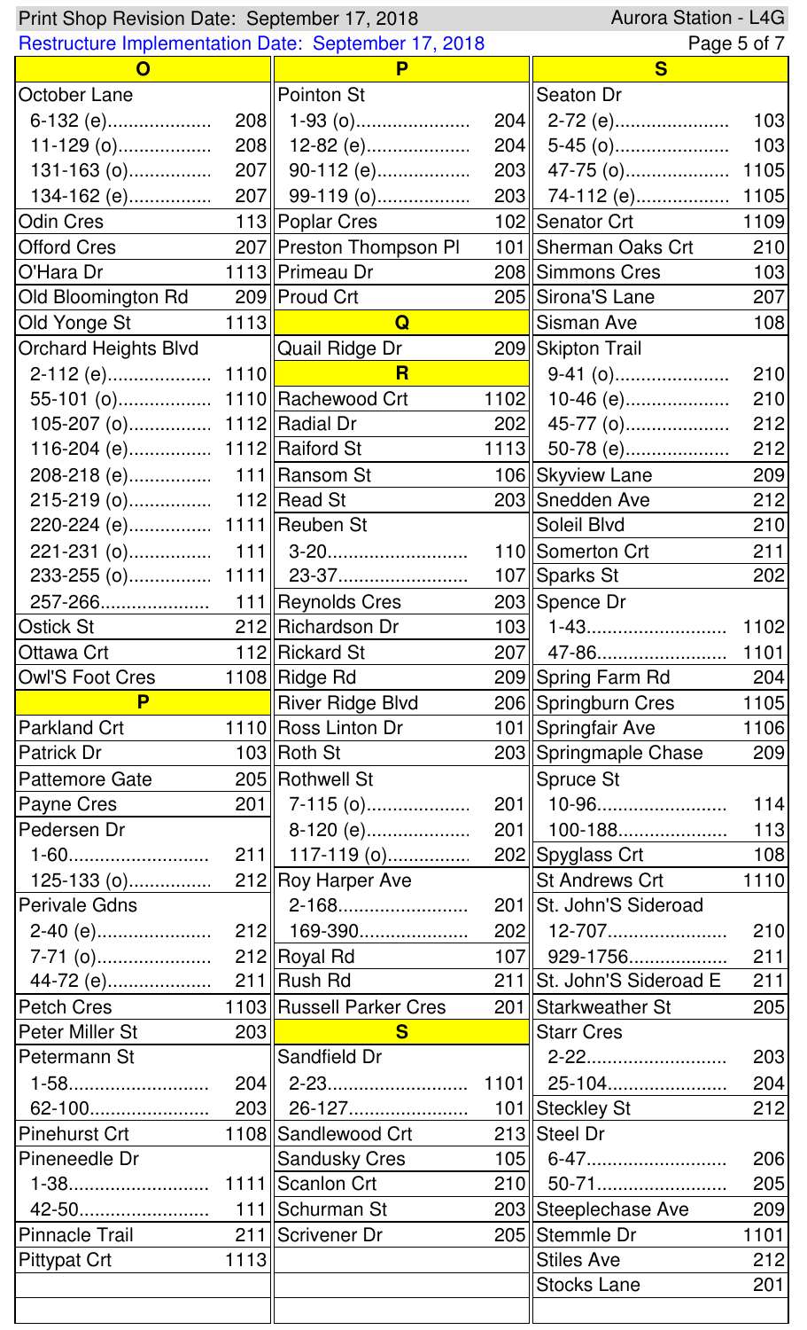Print Shop Revision Date: September 17, 2018 — Aurora Station - L4G

Restructure Implementation Date: September 17, 2018

## O

| Street | Route |
|---|---|
| **October Lane** | |
| 6-132 (e) | 208 |
| 11-129 (o) | 208 |
| 131-163 (o) | 207 |
| 134-162 (e) | 207 |
| Odin Cres | 113 |
| Offord Cres | 207 |
| O'Hara Dr | 1113 |
| Old Bloomington Rd | 209 |
| Old Yonge St | 1113 |
| **Orchard Heights Blvd** | |
| 2-112 (e) | 1110 |
| 55-101 (o) | 1110 |
| 105-207 (o) | 1112 |
| 116-204 (e) | 1112 |
| 208-218 (e) | 111 |
| 215-219 (o) | 112 |
| 220-224 (e) | 1111 |
| 221-231 (o) | 111 |
| 233-255 (o) | 1111 |
| 257-266 | 111 |
| Ostick St | 212 |
| Ottawa Crt | 112 |
| Owl'S Foot Cres | 1108 |

## P

| Street | Route |
|---|---|
| Parkland Crt | 1110 |
| Patrick Dr | 103 |
| Pattemore Gate | 205 |
| Payne Cres | 201 |
| **Pedersen Dr** | |
| 1-60 | 211 |
| 125-133 (o) | 212 |
| **Perivale Gdns** | |
| 2-40 (e) | 212 |
| 7-71 (o) | 212 |
| 44-72 (e) | 211 |
| Petch Cres | 1103 |
| Peter Miller St | 203 |
| **Petermann St** | |
| 1-58 | 204 |
| 62-100 | 203 |
| Pinehurst Crt | 1108 |
| **Pineneedle Dr** | |
| 1-38 | 1111 |
| 42-50 | 111 |
| Pinnacle Trail | 211 |
| Pittypat Crt | 1113 |
| **Pointon St** | |
| 1-93 (o) | 204 |
| 12-82 (e) | 204 |
| 90-112 (e) | 203 |
| 99-119 (o) | 203 |
| Poplar Cres | 102 |
| Preston Thompson Pl | 101 |
| Primeau Dr | 208 |
| Proud Crt | 205 |

## Q

| Street | Route |
|---|---|
| Quail Ridge Dr | 209 |

## R

| Street | Route |
|---|---|
| Rachewood Crt | 1102 |
| Radial Dr | 202 |
| Raiford St | 1113 |
| Ransom St | 106 |
| Read St | 203 |
| **Reuben St** | |
| 3-20 | 110 |
| 23-37 | 107 |
| Reynolds Cres | 203 |
| Richardson Dr | 103 |
| Rickard St | 207 |
| Ridge Rd | 209 |
| River Ridge Blvd | 206 |
| Ross Linton Dr | 101 |
| Roth St | 203 |
| **Rothwell St** | |
| 7-115 (o) | 201 |
| 8-120 (e) | 201 |
| 117-119 (o) | 202 |
| **Roy Harper Ave** | |
| 2-168 | 201 |
| 169-390 | 202 |
| Royal Rd | 107 |
| Rush Rd | 211 |
| Russell Parker Cres | 201 |

## S

| Street | Route |
|---|---|
| **Sandfield Dr** | |
| 2-23 | 1101 |
| 26-127 | 101 |
| Sandlewood Crt | 213 |
| Sandusky Cres | 105 |
| Scanlon Crt | 210 |
| Schurman St | 203 |
| Scrivener Dr | 205 |
| **Seaton Dr** | |
| 2-72 (e) | 103 |
| 5-45 (o) | 103 |
| 47-75 (o) | 1105 |
| 74-112 (e) | 1105 |
| Senator Crt | 1109 |
| Sherman Oaks Crt | 210 |
| Simmons Cres | 103 |
| Sirona'S Lane | 207 |
| Sisman Ave | 108 |
| **Skipton Trail** | |
| 9-41 (o) | 210 |
| 10-46 (e) | 210 |
| 45-77 (o) | 212 |
| 50-78 (e) | 212 |
| Skyview Lane | 209 |
| Snedden Ave | 212 |
| Soleil Blvd | 210 |
| Somerton Crt | 211 |
| Sparks St | 202 |
| **Spence Dr** | |
| 1-43 | 1102 |
| 47-86 | 1101 |
| Spring Farm Rd | 204 |
| Springburn Cres | 1105 |
| Springfair Ave | 1106 |
| Springmaple Chase | 209 |
| **Spruce St** | |
| 10-96 | 114 |
| 100-188 | 113 |
| Spyglass Crt | 108 |
| St Andrews Crt | 1110 |
| **St. John'S Sideroad** | |
| 12-707 | 210 |
| 929-1756 | 211 |
| St. John'S Sideroad E | 211 |
| Starkweather St | 205 |
| **Starr Cres** | |
| 2-22 | 203 |
| 25-104 | 204 |
| Steckley St | 212 |
| **Steel Dr** | |
| 6-47 | 206 |
| 50-71 | 205 |
| Steeplechase Ave | 209 |
| Stemmle Dr | 1101 |
| Stiles Ave | 212 |
| Stocks Lane | 201 |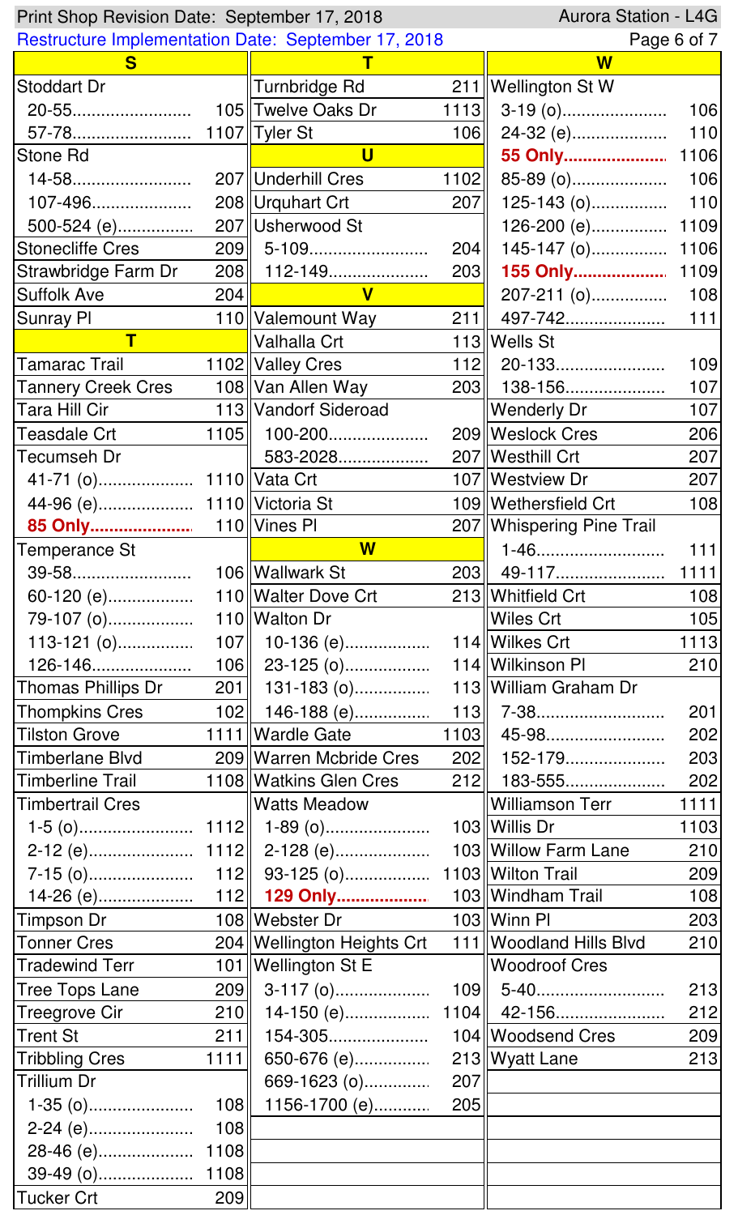Print Shop Revision Date: September 17, 2018 — Aurora Station - L4G

Restructure Implementation Date: September 17, 2018

## S

| Street | Route |
|---|---|
| Stoddart Dr | |
| 20-55 | 105 |
| 57-78 | 1107 |
| Stone Rd | |
| 14-58 | 207 |
| 107-496 | 208 |
| 500-524 (e) | 207 |
| Stonecliffe Cres | 209 |
| Strawbridge Farm Dr | 208 |
| Suffolk Ave | 204 |
| Sunray Pl | 110 |

## T

| Street | Route |
|---|---|
| Tamarac Trail | 1102 |
| Tannery Creek Cres | 108 |
| Tara Hill Cir | 113 |
| Teasdale Crt | 1105 |
| Tecumseh Dr | |
| 41-71 (o) | 1110 |
| 44-96 (e) | 1110 |
| **85 Only** | 110 |
| Temperance St | |
| 39-58 | 106 |
| 60-120 (e) | 110 |
| 79-107 (o) | 110 |
| 113-121 (o) | 107 |
| 126-146 | 106 |
| Thomas Phillips Dr | 201 |
| Thompkins Cres | 102 |
| Tilston Grove | 1111 |
| Timberlane Blvd | 209 |
| Timberline Trail | 1108 |
| Timbertrail Cres | |
| 1-5 (o) | 1112 |
| 2-12 (e) | 1112 |
| 7-15 (o) | 112 |
| 14-26 (e) | 112 |
| Timpson Dr | 108 |
| Tonner Cres | 204 |
| Tradewind Terr | 101 |
| Tree Tops Lane | 209 |
| Treegrove Cir | 210 |
| Trent St | 211 |
| Tribbling Cres | 1111 |
| Trillium Dr | |
| 1-35 (o) | 108 |
| 2-24 (e) | 108 |
| 28-46 (e) | 1108 |
| 39-49 (o) | 1108 |
| Tucker Crt | 209 |
| Turnbridge Rd | 211 |
| Twelve Oaks Dr | 1113 |
| Tyler St | 106 |

## U

| Street | Route |
|---|---|
| Underhill Cres | 1102 |
| Urquhart Crt | 207 |
| Usherwood St | |
| 5-109 | 204 |
| 112-149 | 203 |

## V

| Street | Route |
|---|---|
| Valemount Way | 211 |
| Valhalla Crt | 113 |
| Valley Cres | 112 |
| Van Allen Way | 203 |
| Vandorf Sideroad | |
| 100-200 | 209 |
| 583-2028 | 207 |
| Vata Crt | 107 |
| Victoria St | 109 |
| Vines Pl | 207 |

## W

| Street | Route |
|---|---|
| Wallwark St | 203 |
| Walter Dove Crt | 213 |
| Walton Dr | |
| 10-136 (e) | 114 |
| 23-125 (o) | 114 |
| 131-183 (o) | 113 |
| 146-188 (e) | 113 |
| Wardle Gate | 1103 |
| Warren Mcbride Cres | 202 |
| Watkins Glen Cres | 212 |
| Watts Meadow | |
| 1-89 (o) | 103 |
| 2-128 (e) | 103 |
| 93-125 (o) | 1103 |
| **129 Only** | 103 |
| Webster Dr | 103 |
| Wellington Heights Crt | 111 |
| Wellington St E | |
| 3-117 (o) | 109 |
| 14-150 (e) | 1104 |
| 154-305 | 104 |
| 650-676 (e) | 213 |
| 669-1623 (o) | 207 |
| 1156-1700 (e) | 205 |
| Wellington St W | |
| 3-19 (o) | 106 |
| 24-32 (e) | 110 |
| **55 Only** | 1106 |
| 85-89 (o) | 106 |
| 125-143 (o) | 110 |
| 126-200 (e) | 1109 |
| 145-147 (o) | 1106 |
| **155 Only** | 1109 |
| 207-211 (o) | 108 |
| 497-742 | 111 |
| Wells St | |
| 20-133 | 109 |
| 138-156 | 107 |
| Wenderly Dr | 107 |
| Weslock Cres | 206 |
| Westhill Crt | 207 |
| Westview Dr | 207 |
| Wethersfield Crt | 108 |
| Whispering Pine Trail | |
| 1-46 | 111 |
| 49-117 | 1111 |
| Whitfield Crt | 108 |
| Wiles Crt | 105 |
| Wilkes Crt | 1113 |
| Wilkinson Pl | 210 |
| William Graham Dr | |
| 7-38 | 201 |
| 45-98 | 202 |
| 152-179 | 203 |
| 183-555 | 202 |
| Williamson Terr | 1111 |
| Willis Dr | 1103 |
| Willow Farm Lane | 210 |
| Wilton Trail | 209 |
| Windham Trail | 108 |
| Winn Pl | 203 |
| Woodland Hills Blvd | 210 |
| Woodroof Cres | |
| 5-40 | 213 |
| 42-156 | 212 |
| Woodsend Cres | 209 |
| Wyatt Lane | 213 |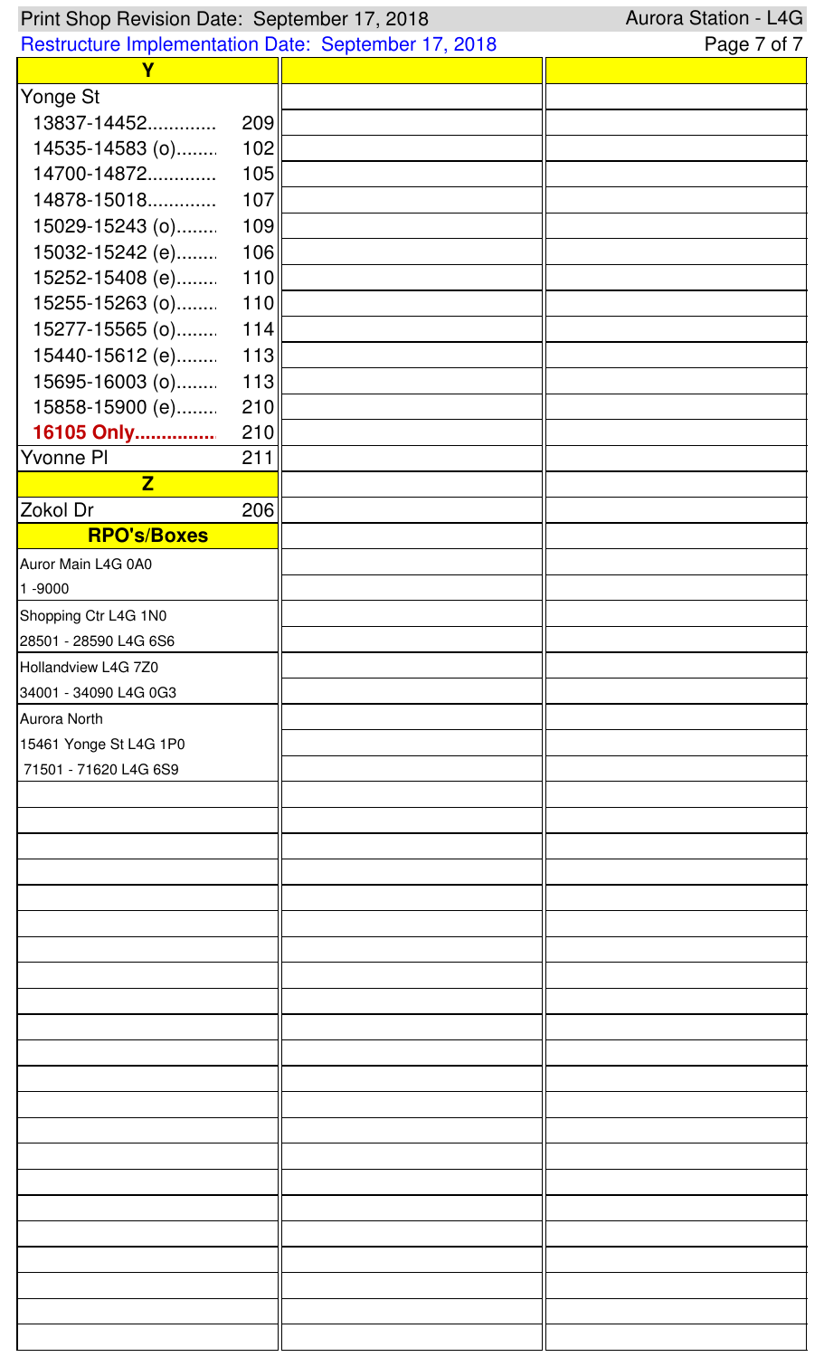Restructure Implementation Date: September 17, 2018

| Y | |
|---|---|
| Yonge St | |
| 13837-14452............. | 209 |
| 14535-14583 (o)........ | 102 |
| 14700-14872............. | 105 |
| 14878-15018............. | 107 |
| 15029-15243 (o)........ | 109 |
| 15032-15242 (e)........ | 106 |
| 15252-15408 (e)........ | 110 |
| 15255-15263 (o)........ | 110 |
| 15277-15565 (o)........ | 114 |
| 15440-15612 (e)........ | 113 |
| 15695-16003 (o)........ | 113 |
| 15858-15900 (e)........ | 210 |
| **16105 Only...............** | 210 |
| Yvonne Pl | 211 |
| **Z** | |
| Zokol Dr | 206 |
| **RPO's/Boxes** | |
| Auror Main L4G 0A0 | |
| 1 -9000 | |
| Shopping Ctr L4G 1N0 | |
| 28501 - 28590 L4G 6S6 | |
| Hollandview L4G 7Z0 | |
| 34001 - 34090 L4G 0G3 | |
| Aurora North | |
| 15461 Yonge St L4G 1P0 | |
| 71501 - 71620 L4G 6S9 | |